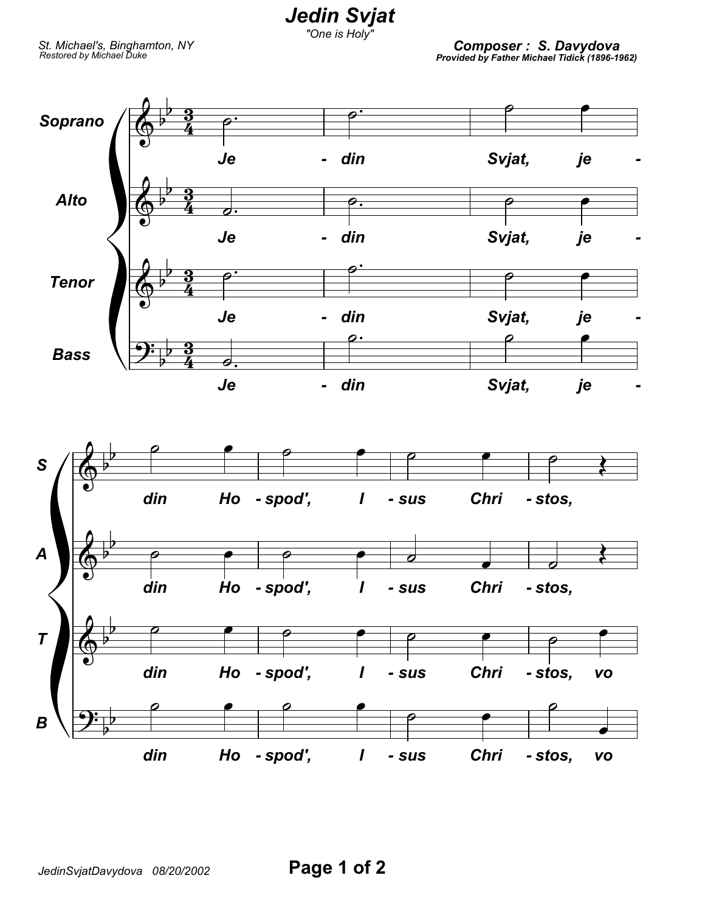# Jedin Svjat

"One is Holy"

St. Michael's, Binghamton, NY
Restored by Michael Duke

**Composer : S. Davydova**
**Provided by Father Michael Tidick (1896-1962)**

Soprano, Alto, Tenor, Bass

Je - din Svjat, je - din Ho - spod', I - sus Chri - stos,

(Tenor, Bass:) Je - din Svjat, je - din Ho - spod', I - sus Chri - stos, vo

JedinSvjatDavydova 08/20/2002